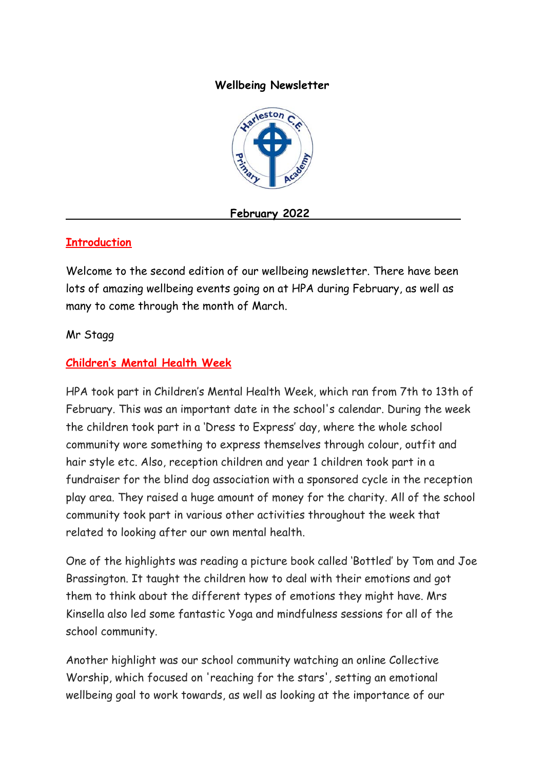# Wellbeing Newsletter

**February 2022**

## Introduction

Welcome to the second edition of our wellbeing newsletter. There have been lots of amazing wellbeing events going on at HPA during February, as well as many to come through the month of March.

Mr Stagg

## Children's Mental Health Week

HPA took part in Children's Mental Health Week, which ran from 7th to 13th of February. This was an important date in the school's calendar. During the week the children took part in a 'Dress to Express' day, where the whole school community wore something to express themselves through colour, outfit and hair style etc. Also, reception children and year 1 children took part in a fundraiser for the blind dog association with a sponsored cycle in the reception play area. They raised a huge amount of money for the charity. All of the school community took part in various other activities throughout the week that related to looking after our own mental health.

One of the highlights was reading a picture book called 'Bottled' by Tom and Joe Brassington. It taught the children how to deal with their emotions and got them to think about the different types of emotions they might have. Mrs Kinsella also led some fantastic Yoga and mindfulness sessions for all of the school community.

Another highlight was our school community watching an online Collective Worship, which focused on 'reaching for the stars', setting an emotional wellbeing goal to work towards, as well as looking at the importance of our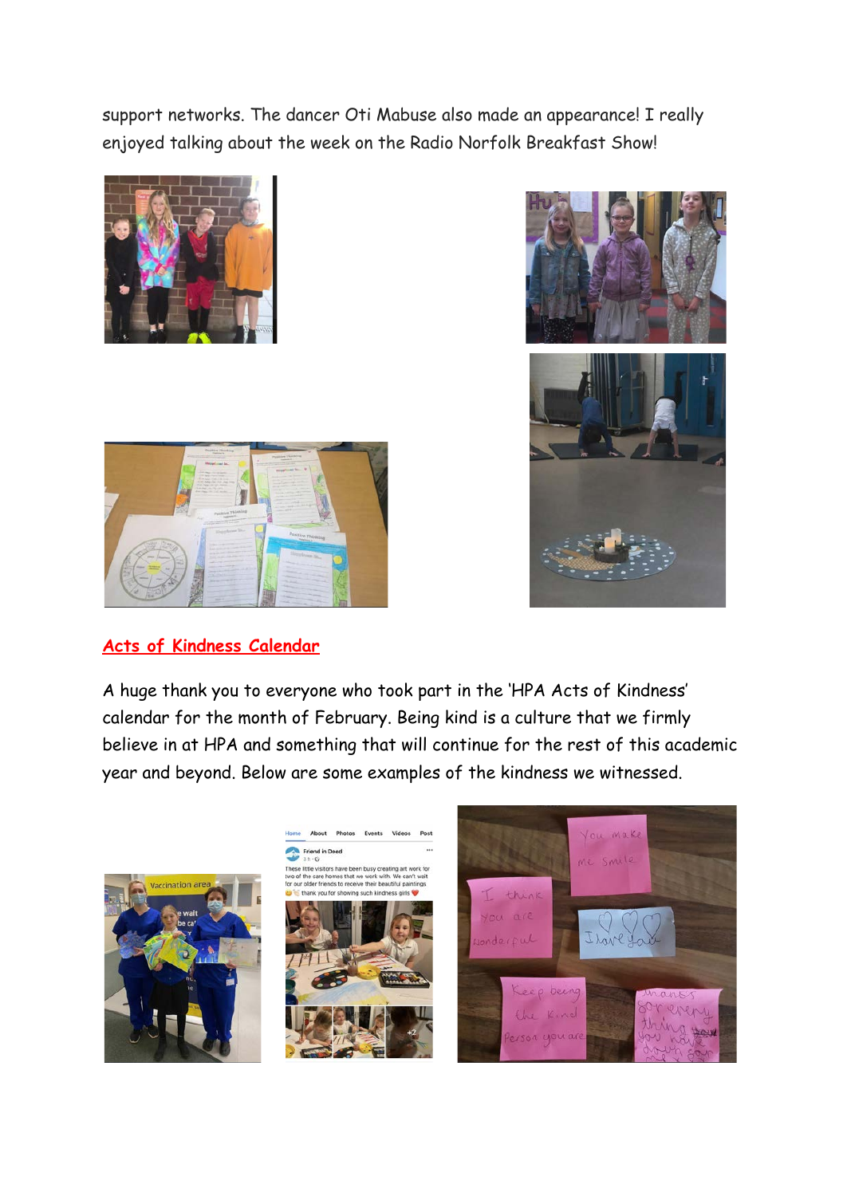support networks. The dancer Oti Mabuse also made an appearance! I really enjoyed talking about the week on the Radio Norfolk Breakfast Show!

## Acts of Kindness Calendar

A huge thank you to everyone who took part in the 'HPA Acts of Kindness' calendar for the month of February. Being kind is a culture that we firmly believe in at HPA and something that will continue for the rest of this academic year and beyond. Below are some examples of the kindness we witnessed.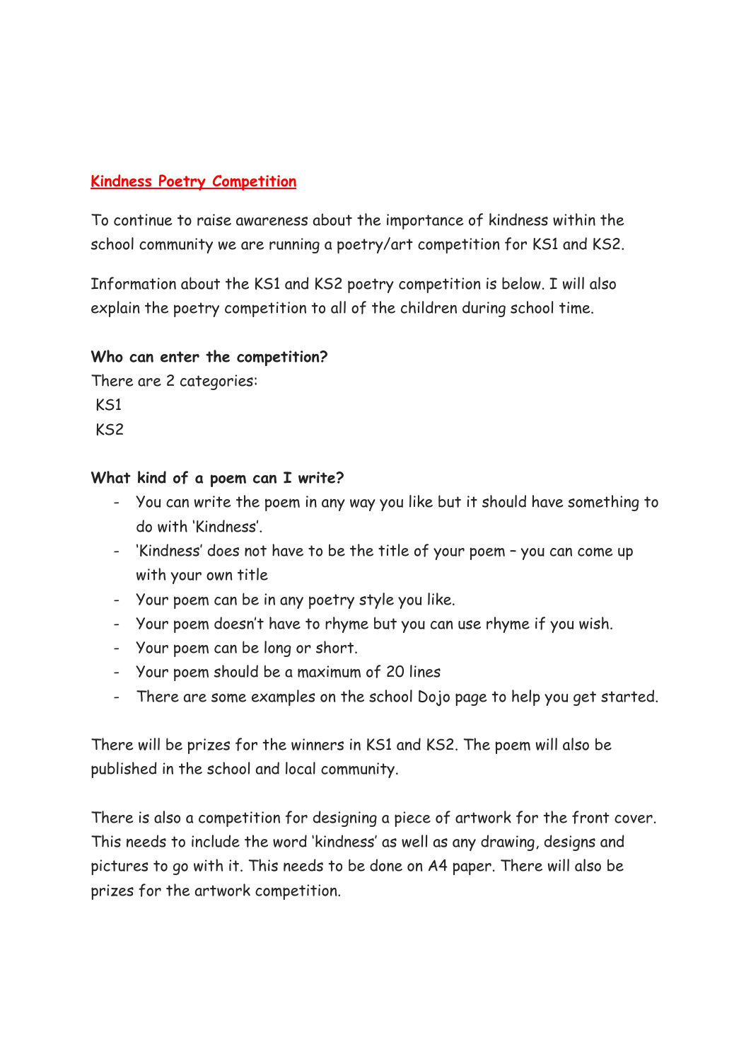## Kindness Poetry Competition

To continue to raise awareness about the importance of kindness within the school community we are running a poetry/art competition for KS1 and KS2.

Information about the KS1 and KS2 poetry competition is below. I will also explain the poetry competition to all of the children during school time.

**Who can enter the competition?**

There are 2 categories:

KS1

KS2

**What kind of a poem can I write?**

- You can write the poem in any way you like but it should have something to do with 'Kindness'.
- 'Kindness' does not have to be the title of your poem – you can come up with your own title
- Your poem can be in any poetry style you like.
- Your poem doesn't have to rhyme but you can use rhyme if you wish.
- Your poem can be long or short.
- Your poem should be a maximum of 20 lines
- There are some examples on the school Dojo page to help you get started.

There will be prizes for the winners in KS1 and KS2. The poem will also be published in the school and local community.

There is also a competition for designing a piece of artwork for the front cover. This needs to include the word 'kindness' as well as any drawing, designs and pictures to go with it. This needs to be done on A4 paper. There will also be prizes for the artwork competition.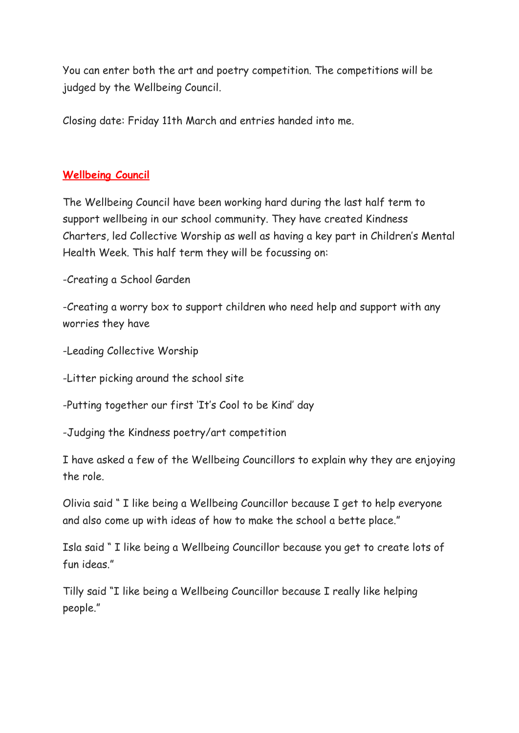You can enter both the art and poetry competition. The competitions will be judged by the Wellbeing Council.

Closing date: Friday 11th March and entries handed into me.

## **Wellbeing Council**

The Wellbeing Council have been working hard during the last half term to support wellbeing in our school community. They have created Kindness Charters, led Collective Worship as well as having a key part in Children's Mental Health Week. This half term they will be focussing on:

-Creating a School Garden

-Creating a worry box to support children who need help and support with any worries they have

-Leading Collective Worship

-Litter picking around the school site

-Putting together our first 'It's Cool to be Kind' day

-Judging the Kindness poetry/art competition

I have asked a few of the Wellbeing Councillors to explain why they are enjoying the role.

Olivia said " I like being a Wellbeing Councillor because I get to help everyone and also come up with ideas of how to make the school a bette place."

Isla said " I like being a Wellbeing Councillor because you get to create lots of fun ideas."

Tilly said "I like being a Wellbeing Councillor because I really like helping people."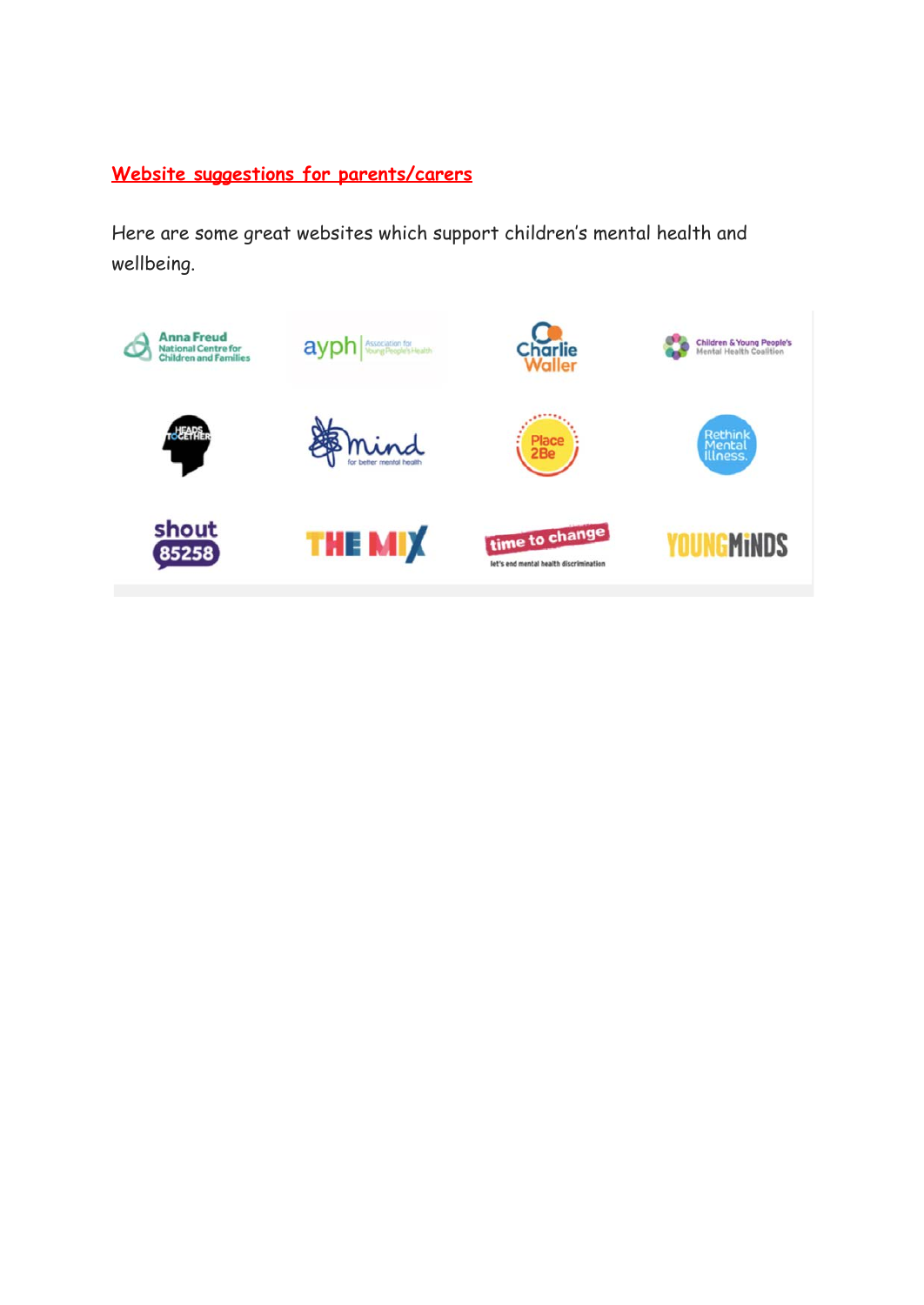**Website suggestions for parents/carers**

Here are some great websites which support children's mental health and wellbeing.

Anna Freud National Centre for Children and Families

ayph Association for Young People's Health

Charlie Waller

Children & Young People's Mental Health Coalition

Heads Together

mind for better mental health

Place 2Be

Rethink Mental Illness.

shout 85258

THE MIX

time to change let's end mental health discrimination

YOUNGMINDS